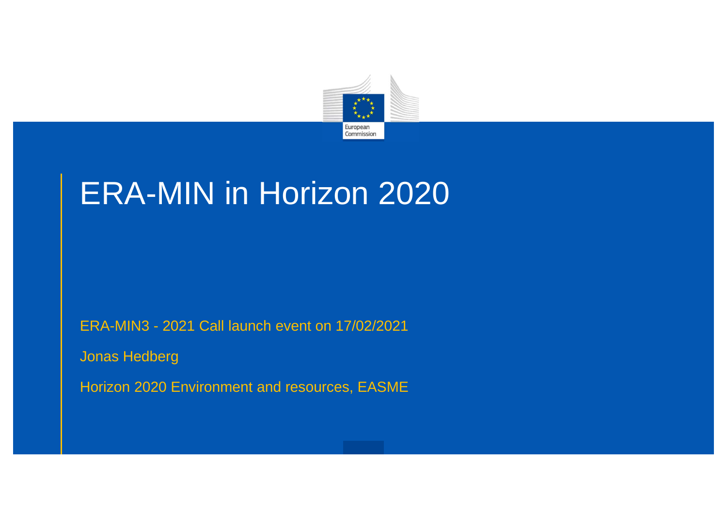# ERA-MIN in Horizon 2020

ERA-MIN3 - 2021 Call launch event on 17/02/2021

Jonas Hedberg

Horizon 2020 Environment and resources, EASME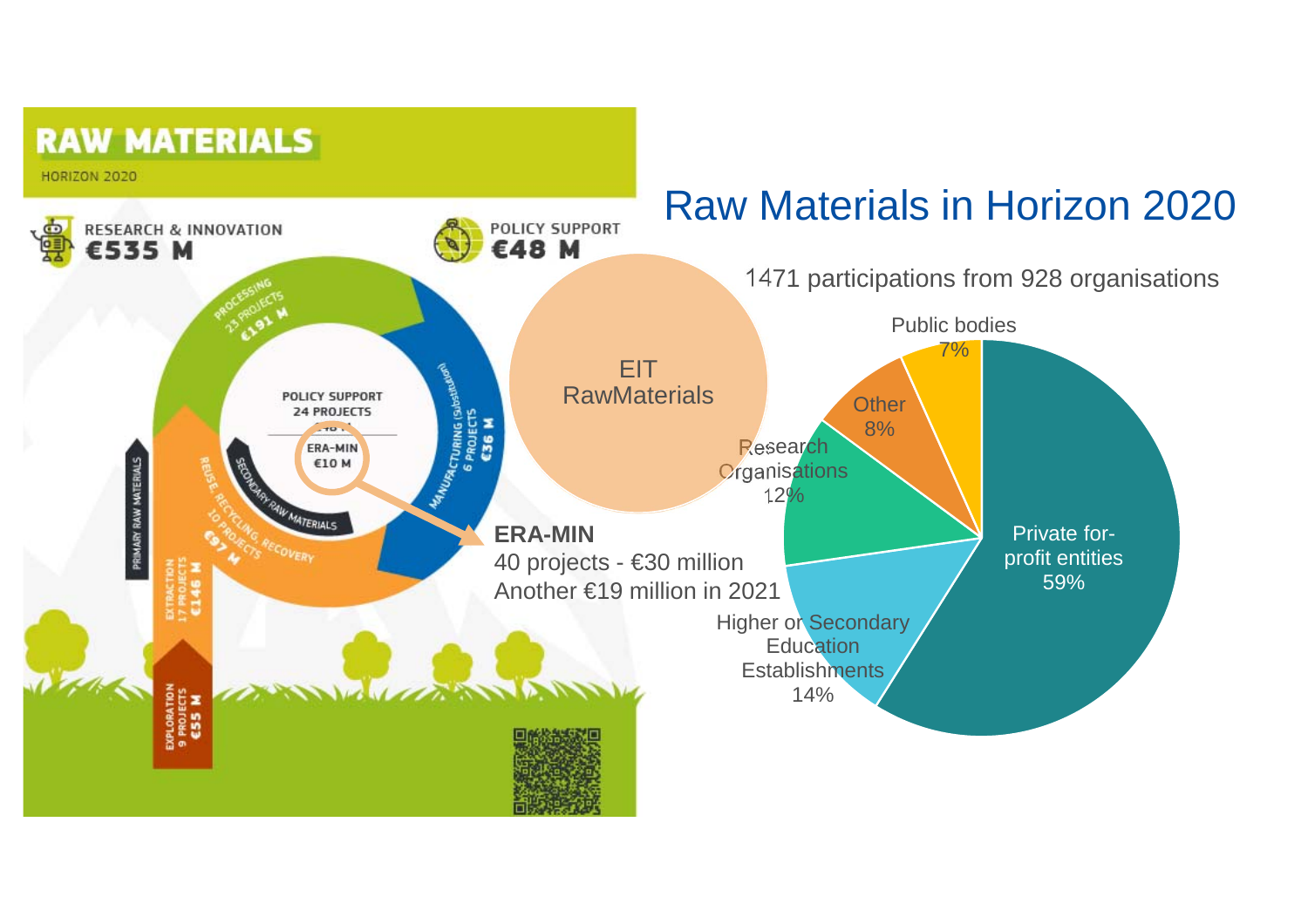# Raw Materials in Horizon 2020

## RAW MATERIALS

HORIZON 2020

RESEARCH & INNOVATION
€535 M

POLICY SUPPORT
€48 M

PROCESSING
23 PROJECTS
€191 M

MANUFACTURING (substitution)
6 PROJECTS
€36 M

REUSE, RECYCLING, RECOVERY
10 PROJECTS
€97 M

SECONDARY RAW MATERIALS

PRIMARY RAW MATERIALS

EXTRACTION
17 PROJECTS
€146 M

EXPLORATION
9 PROJECTS
€55 M

POLICY SUPPORT
24 PROJECTS

ERA-MIN
€10 M

**ERA-MIN**
40 projects - €30 million
Another €19 million in 2021

EIT RawMaterials

1471 participations from 928 organisations

| Participant type | Share |
| --- | --- |
| Private for-profit entities | 59% |
| Higher or Secondary Education Establishments | 14% |
| Research Organisations | 12% |
| Other | 8% |
| Public bodies | 7% |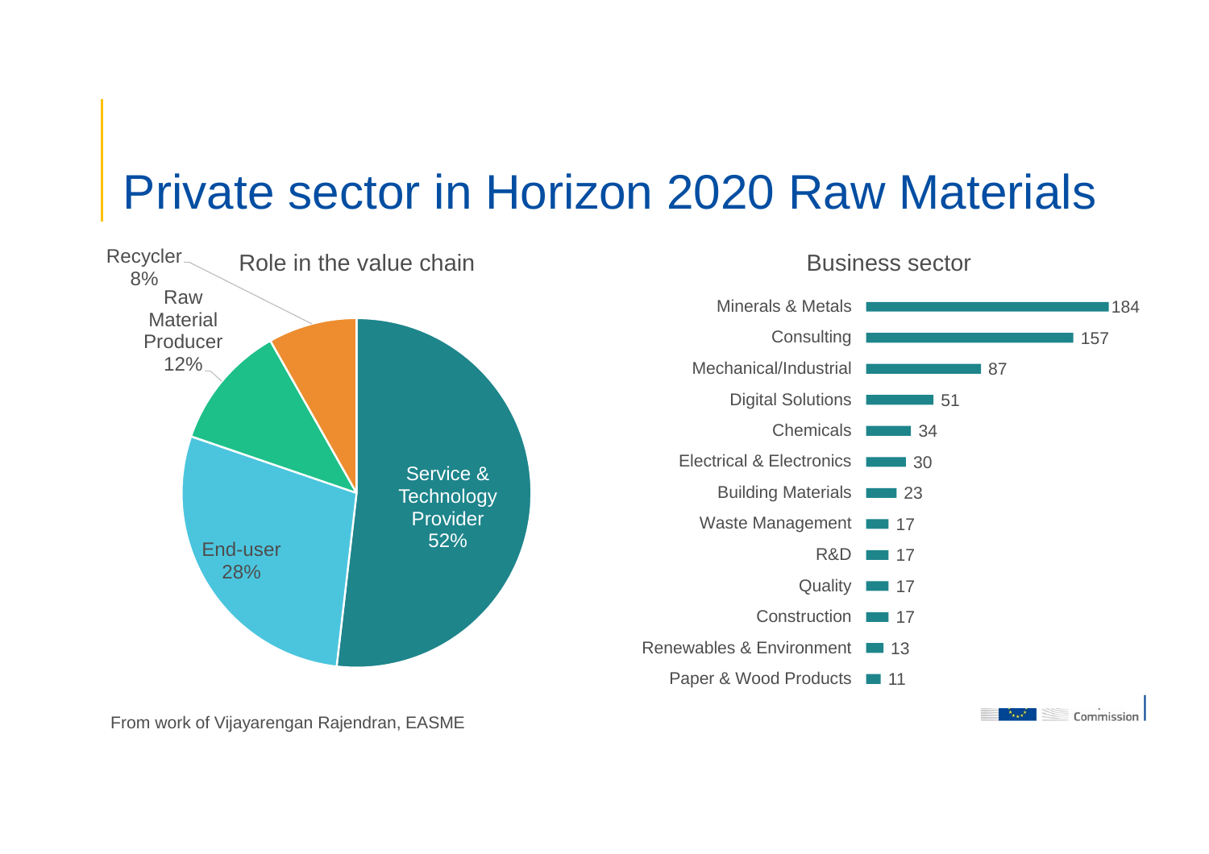# Private sector in Horizon 2020 Raw Materials

## Role in the value chain

| Role | Share |
|---|---|
| Service & Technology Provider | 52% |
| End-user | 28% |
| Raw Material Producer | 12% |
| Recycler | 8% |

## Business sector

| Sector | Count |
|---|---|
| Minerals & Metals | 184 |
| Consulting | 157 |
| Mechanical/Industrial | 87 |
| Digital Solutions | 51 |
| Chemicals | 34 |
| Electrical & Electronics | 30 |
| Building Materials | 23 |
| Waste Management | 17 |
| R&D | 17 |
| Quality | 17 |
| Construction | 17 |
| Renewables & Environment | 13 |
| Paper & Wood Products | 11 |

From work of Vijayarengan Rajendran, EASME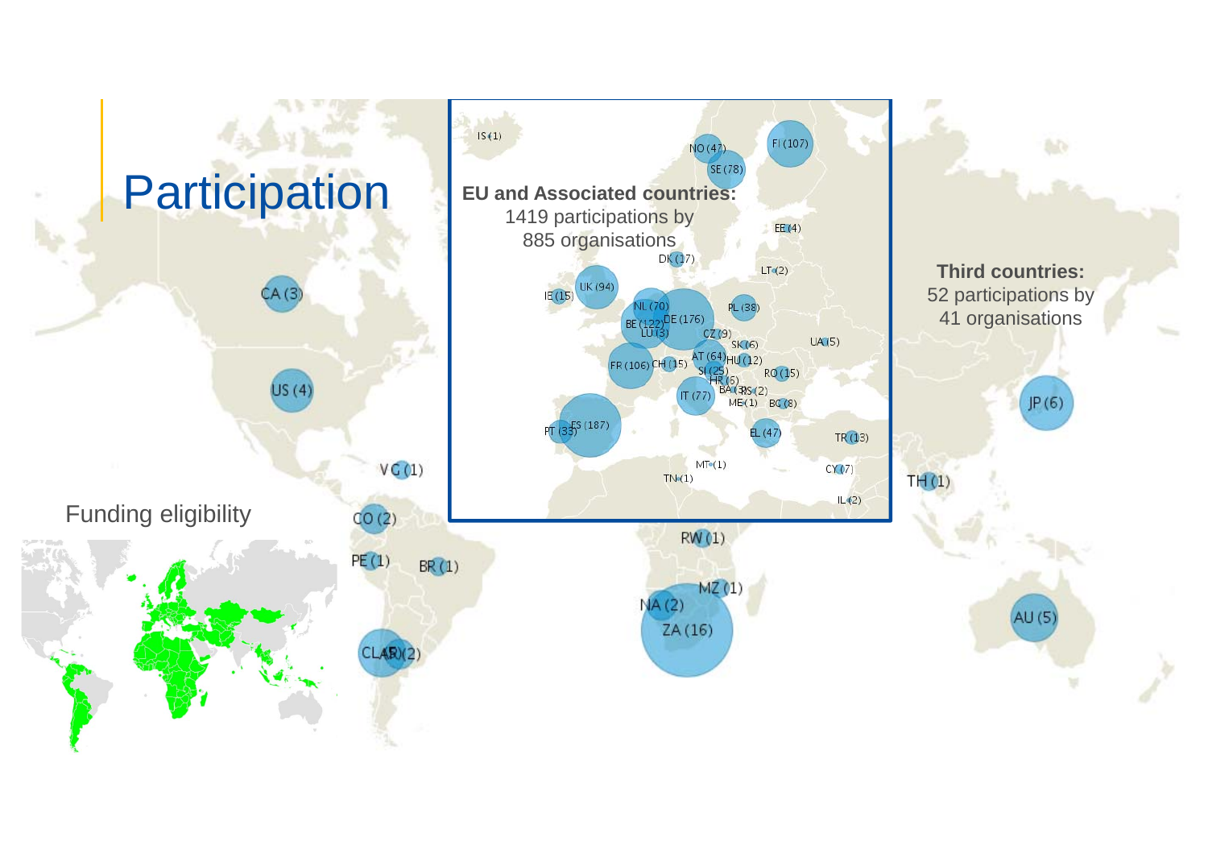# Participation

**EU and Associated countries:**
1419 participations by
885 organisations

**Third countries:**
52 participations by
41 organisations

IS (1) NO (47) FI (107) SE (78) EE (4) DK (17) LT (2) IE (15) UK (94) NL (70) PL (38) BE (122) DE (176) LU (3) CZ (9) UA (5) SK (6) FR (106) CH (15) AT (64) HU (12) SI (25) RO (15) HR (6) BA (3) RS (2) IT (77) ME (1) BG (8) PT (33) ES (187) EL (47) TR (13) MT (1) CY (7) TN (1) IL (2)

CA (3) US (4) VG (1) CO (2) PE (1) BR (1) CL AR (2) RW (1) MZ (1) NA (2) ZA (16) JP (6) TH (1) AU (5)

Funding eligibility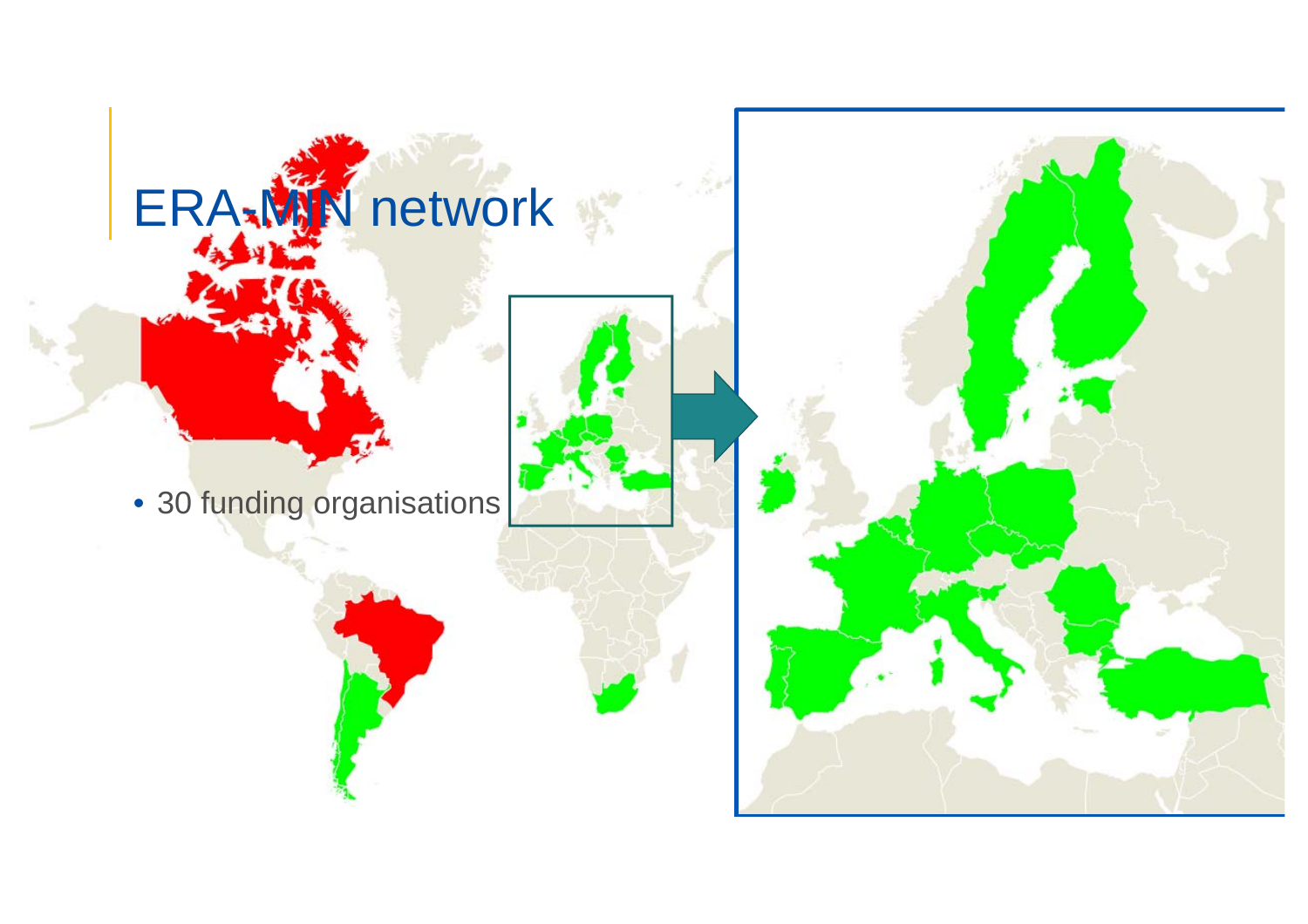# ERA-MIN network

- 30 funding organisations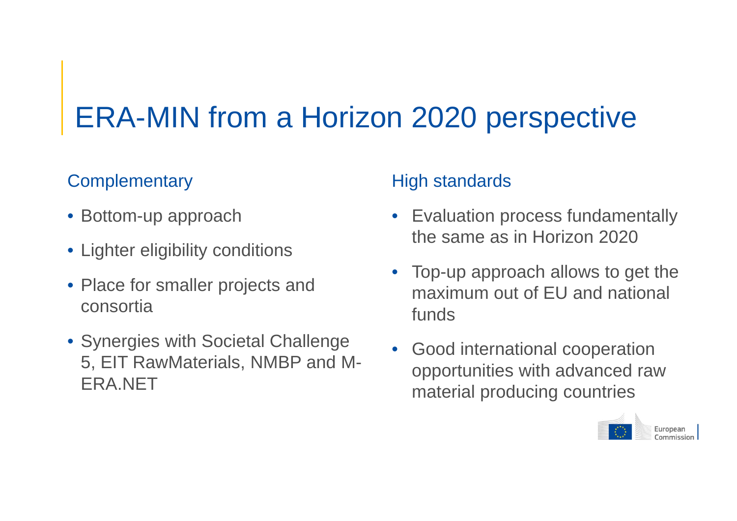# ERA-MIN from a Horizon 2020 perspective

## Complementary

- Bottom-up approach
- Lighter eligibility conditions
- Place for smaller projects and consortia
- Synergies with Societal Challenge 5, EIT RawMaterials, NMBP and M-ERA.NET

## High standards

- Evaluation process fundamentally the same as in Horizon 2020
- Top-up approach allows to get the maximum out of EU and national funds
- Good international cooperation opportunities with advanced raw material producing countries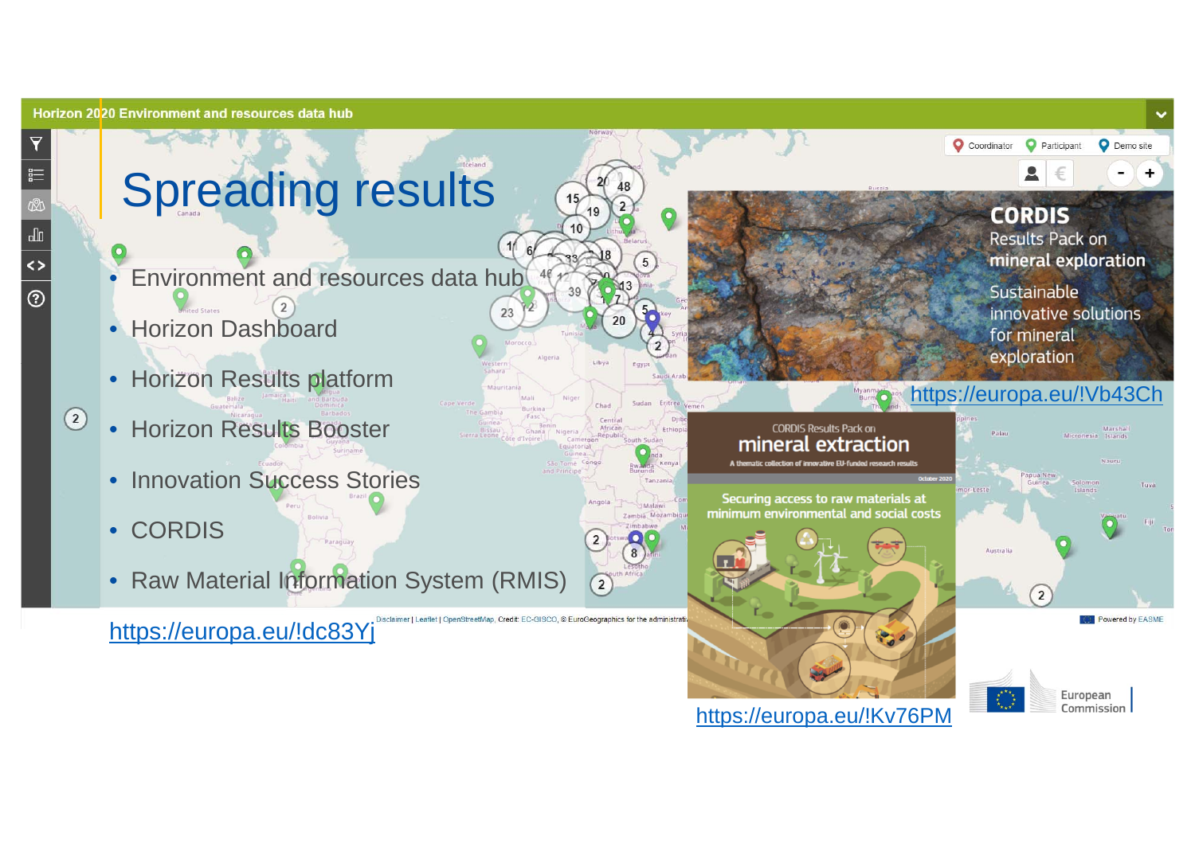# Spreading results

- Environment and resources data hub
- Horizon Dashboard
- Horizon Results platform
- Horizon Results Booster
- Innovation Success Stories
- CORDIS
- Raw Material Information System (RMIS)

https://europa.eu/!dc83Yj

https://europa.eu/!Vb43Ch

https://europa.eu/!Kv76PM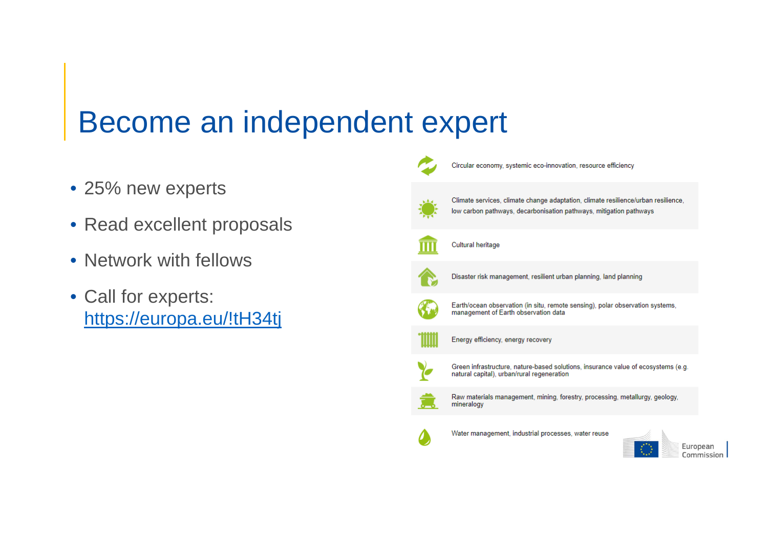# Become an independent expert

- 25% new experts
- Read excellent proposals
- Network with fellows
- Call for experts: [https://europa.eu/!tH34tj](https://europa.eu/!tH34tj)

- Circular economy, systemic eco-innovation, resource efficiency
- Climate services, climate change adaptation, climate resilience/urban resilience, low carbon pathways, decarbonisation pathways, mitigation pathways
- Cultural heritage
- Disaster risk management, resilient urban planning, land planning
- Earth/ocean observation (in situ, remote sensing), polar observation systems, management of Earth observation data
- Energy efficiency, energy recovery
- Green infrastructure, nature-based solutions, insurance value of ecosystems (e.g. natural capital), urban/rural regeneration
- Raw materials management, mining, forestry, processing, metallurgy, geology, mineralogy
- Water management, industrial processes, water reuse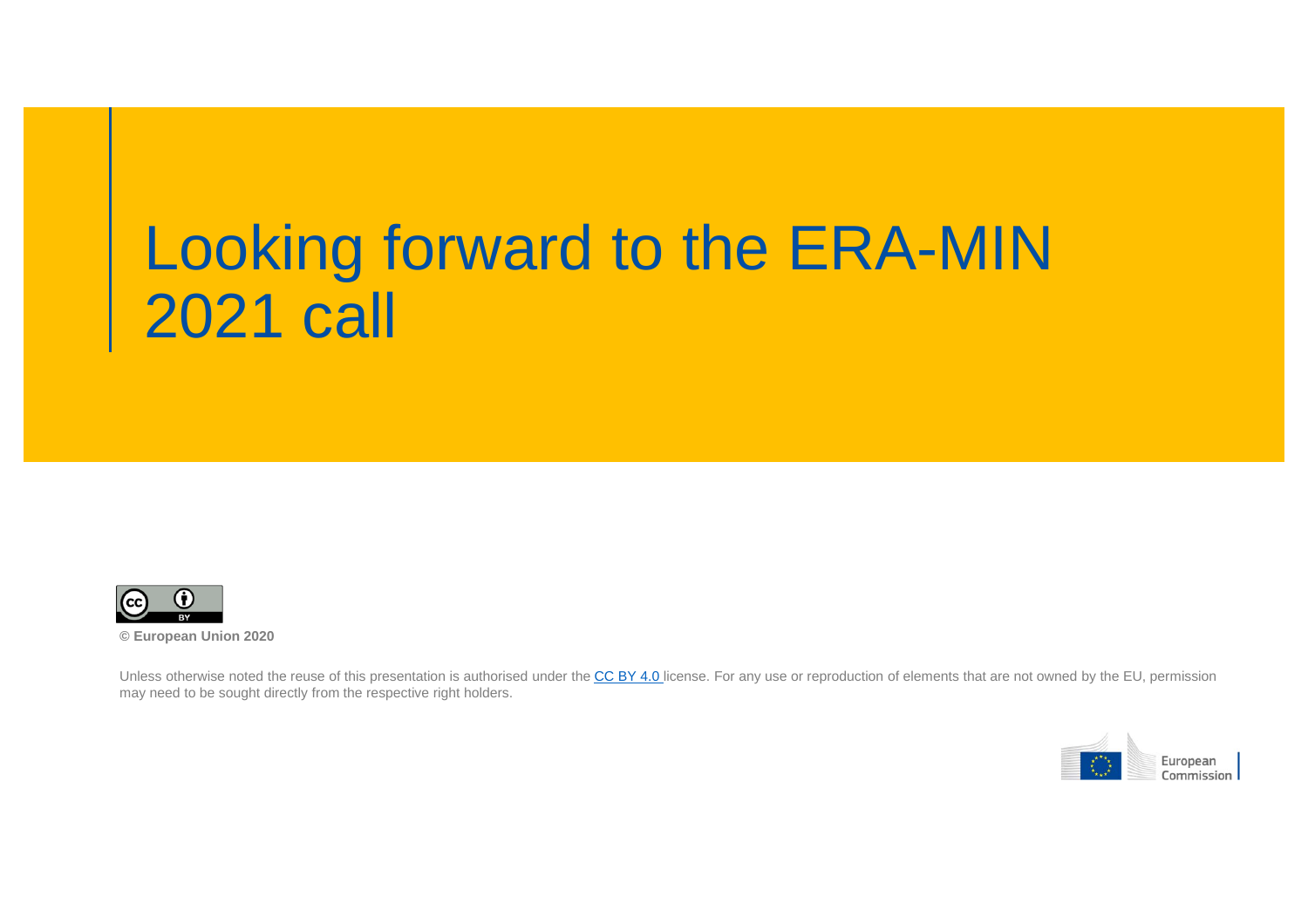# Looking forward to the ERA-MIN 2021 call

© European Union 2020

Unless otherwise noted the reuse of this presentation is authorised under the CC BY 4.0 license. For any use or reproduction of elements that are not owned by the EU, permission may need to be sought directly from the respective right holders.

European Commission